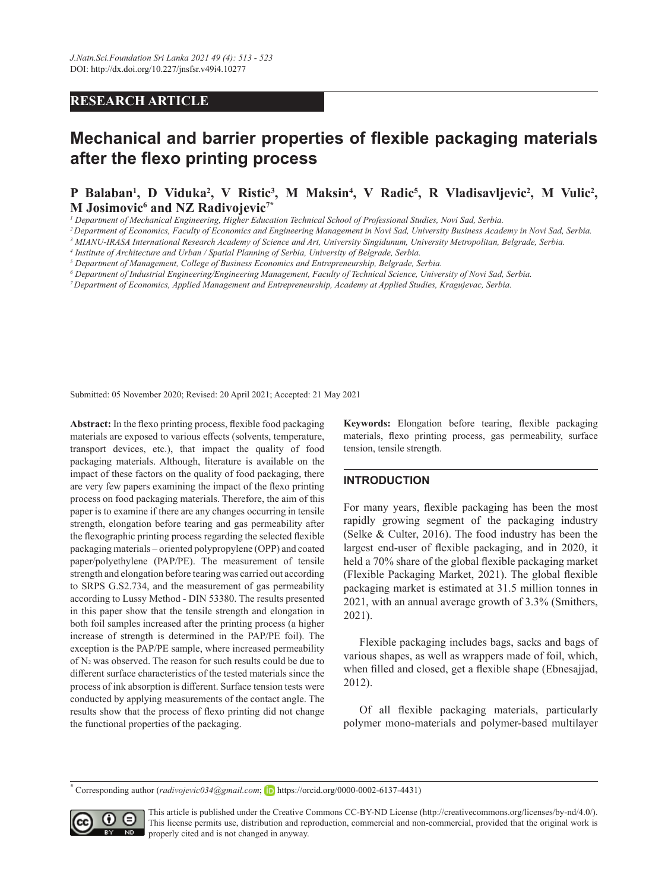RESEARCH ARTICLE

# Mechanical and barrier properties of flexible packaging materials after the flexo printing process

**P Balaban[1], D Viduka[2], V Ristic[3], M Maksin[4], V Radic[5], R Vladisavljevic[2], M Vulic[2], M Josimovic[6] and NZ Radivojevic[7*]**

[1] *Department of Mechanical Engineering, Higher Education Technical School of Professional Studies, Novi Sad, Serbia.*
[2] *Department of Economics, Faculty of Economics and Engineering Management in Novi Sad, University Business Academy in Novi Sad, Serbia.*
[3] *MIANU-IRASA International Research Academy of Science and Art, University Singidunum, University Metropolitan, Belgrade, Serbia.*
[4] *Institute of Architecture and Urban / Spatial Planning of Serbia, University of Belgrade, Serbia.*
[5] *Department of Management, College of Business Economics and Entrepreneurship, Belgrade, Serbia.*
[6] *Department of Industrial Engineering/Engineering Management, Faculty of Technical Science, University of Novi Sad, Serbia.*
[7] *Department of Economics, Applied Management and Entrepreneurship, Academy at Applied Studies, Kragujevac, Serbia.*

Submitted: 05 November 2020; Revised: 20 April 2021; Accepted: 21 May 2021

**Abstract:** In the flexo printing process, flexible food packaging materials are exposed to various effects (solvents, temperature, transport devices, etc.), that impact the quality of food packaging materials. Although, literature is available on the impact of these factors on the quality of food packaging, there are very few papers examining the impact of the flexo printing process on food packaging materials. Therefore, the aim of this paper is to examine if there are any changes occurring in tensile strength, elongation before tearing and gas permeability after the flexographic printing process regarding the selected flexible packaging materials – oriented polypropylene (OPP) and coated paper/polyethylene (PAP/PE). The measurement of tensile strength and elongation before tearing was carried out according to SRPS G.S2.734, and the measurement of gas permeability according to Lussy Method - DIN 53380. The results presented in this paper show that the tensile strength and elongation in both foil samples increased after the printing process (a higher increase of strength is determined in the PAP/PE foil). The exception is the PAP/PE sample, where increased permeability of $N_2$ was observed. The reason for such results could be due to different surface characteristics of the tested materials since the process of ink absorption is different. Surface tension tests were conducted by applying measurements of the contact angle. The results show that the process of flexo printing did not change the functional properties of the packaging.

**Keywords:** Elongation before tearing, flexible packaging materials, flexo printing process, gas permeability, surface tension, tensile strength.

## INTRODUCTION

For many years, flexible packaging has been the most rapidly growing segment of the packaging industry (Selke & Culter, 2016). The food industry has been the largest end-user of flexible packaging, and in 2020, it held a 70% share of the global flexible packaging market (Flexible Packaging Market, 2021). The global flexible packaging market is estimated at 31.5 million tonnes in 2021, with an annual average growth of 3.3% (Smithers, 2021).

Flexible packaging includes bags, sacks and bags of various shapes, as well as wrappers made of foil, which, when filled and closed, get a flexible shape (Ebnesajjad, 2012).

Of all flexible packaging materials, particularly polymer mono-materials and polymer-based multilayer

* Corresponding author (*radivojevic034@gmail.com*; https://orcid.org/0000-0002-6137-4431)

This article is published under the Creative Commons CC-BY-ND License (http://creativecommons.org/licenses/by-nd/4.0/). This license permits use, distribution and reproduction, commercial and non-commercial, provided that the original work is properly cited and is not changed in anyway.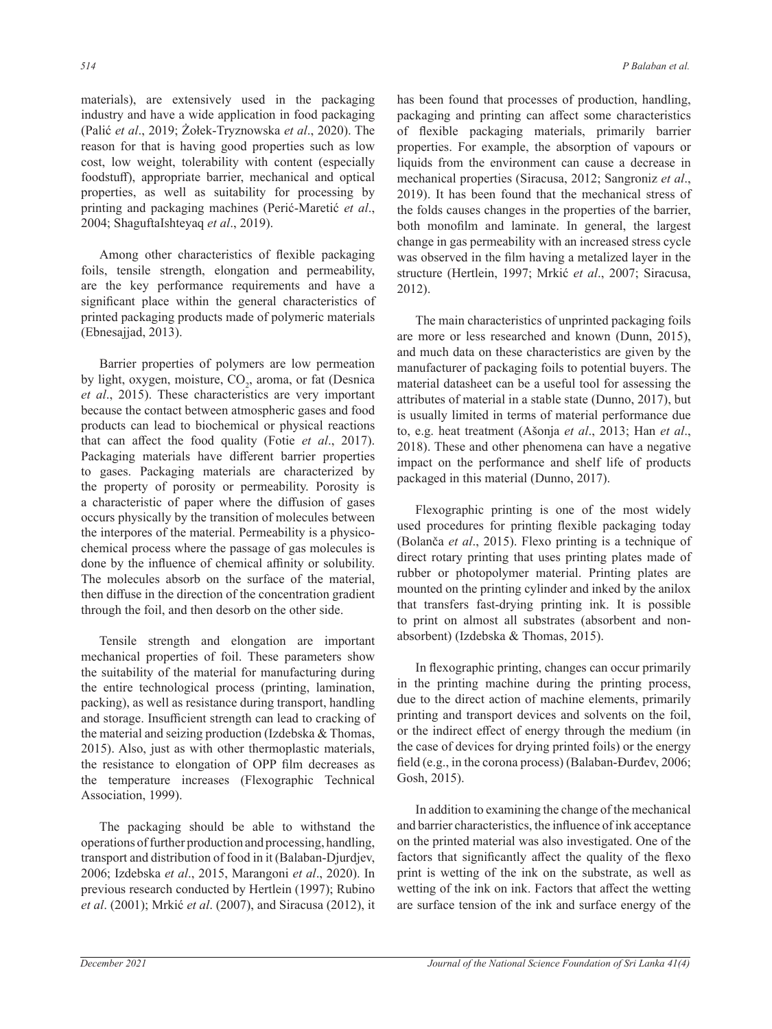materials), are extensively used in the packaging industry and have a wide application in food packaging (Palić *et al*., 2019; Żołek-Tryznowska *et al*., 2020). The reason for that is having good properties such as low cost, low weight, tolerability with content (especially foodstuff), appropriate barrier, mechanical and optical properties, as well as suitability for processing by printing and packaging machines (Perić-Maretić *et al*., 2004; ShaguftaIshteyaq *et al*., 2019).

Among other characteristics of flexible packaging foils, tensile strength, elongation and permeability, are the key performance requirements and have a significant place within the general characteristics of printed packaging products made of polymeric materials (Ebnesajjad, 2013).

Barrier properties of polymers are low permeation by light, oxygen, moisture, $CO_2$, aroma, or fat (Desnica *et al*., 2015). These characteristics are very important because the contact between atmospheric gases and food products can lead to biochemical or physical reactions that can affect the food quality (Fotie *et al*., 2017). Packaging materials have different barrier properties to gases. Packaging materials are characterized by the property of porosity or permeability. Porosity is a characteristic of paper where the diffusion of gases occurs physically by the transition of molecules between the interpores of the material. Permeability is a physico-chemical process where the passage of gas molecules is done by the influence of chemical affinity or solubility. The molecules absorb on the surface of the material, then diffuse in the direction of the concentration gradient through the foil, and then desorb on the other side.

Tensile strength and elongation are important mechanical properties of foil. These parameters show the suitability of the material for manufacturing during the entire technological process (printing, lamination, packing), as well as resistance during transport, handling and storage. Insufficient strength can lead to cracking of the material and seizing production (Izdebska & Thomas, 2015). Also, just as with other thermoplastic materials, the resistance to elongation of OPP film decreases as the temperature increases (Flexographic Technical Association, 1999).

The packaging should be able to withstand the operations of further production and processing, handling, transport and distribution of food in it (Balaban-Djurdjev, 2006; Izdebska *et al*., 2015, Marangoni *et al*., 2020). In previous research conducted by Hertlein (1997); Rubino *et al*. (2001); Mrkić *et al*. (2007), and Siracusa (2012), it has been found that processes of production, handling, packaging and printing can affect some characteristics of flexible packaging materials, primarily barrier properties. For example, the absorption of vapours or liquids from the environment can cause a decrease in mechanical properties (Siracusa, 2012; Sangroniz *et al*., 2019). It has been found that the mechanical stress of the folds causes changes in the properties of the barrier, both monofilm and laminate. In general, the largest change in gas permeability with an increased stress cycle was observed in the film having a metalized layer in the structure (Hertlein, 1997; Mrkić *et al*., 2007; Siracusa, 2012).

The main characteristics of unprinted packaging foils are more or less researched and known (Dunn, 2015), and much data on these characteristics are given by the manufacturer of packaging foils to potential buyers. The material datasheet can be a useful tool for assessing the attributes of material in a stable state (Dunno, 2017), but is usually limited in terms of material performance due to, e.g. heat treatment (Ašonja *et al*., 2013; Han *et al*., 2018). These and other phenomena can have a negative impact on the performance and shelf life of products packaged in this material (Dunno, 2017).

Flexographic printing is one of the most widely used procedures for printing flexible packaging today (Bolanča *et al*., 2015). Flexo printing is a technique of direct rotary printing that uses printing plates made of rubber or photopolymer material. Printing plates are mounted on the printing cylinder and inked by the anilox that transfers fast-drying printing ink. It is possible to print on almost all substrates (absorbent and non-absorbent) (Izdebska & Thomas, 2015).

In flexographic printing, changes can occur primarily in the printing machine during the printing process, due to the direct action of machine elements, primarily printing and transport devices and solvents on the foil, or the indirect effect of energy through the medium (in the case of devices for drying printed foils) or the energy field (e.g., in the corona process) (Balaban-Đurđev, 2006; Gosh, 2015).

In addition to examining the change of the mechanical and barrier characteristics, the influence of ink acceptance on the printed material was also investigated. One of the factors that significantly affect the quality of the flexo print is wetting of the ink on the substrate, as well as wetting of the ink on ink. Factors that affect the wetting are surface tension of the ink and surface energy of the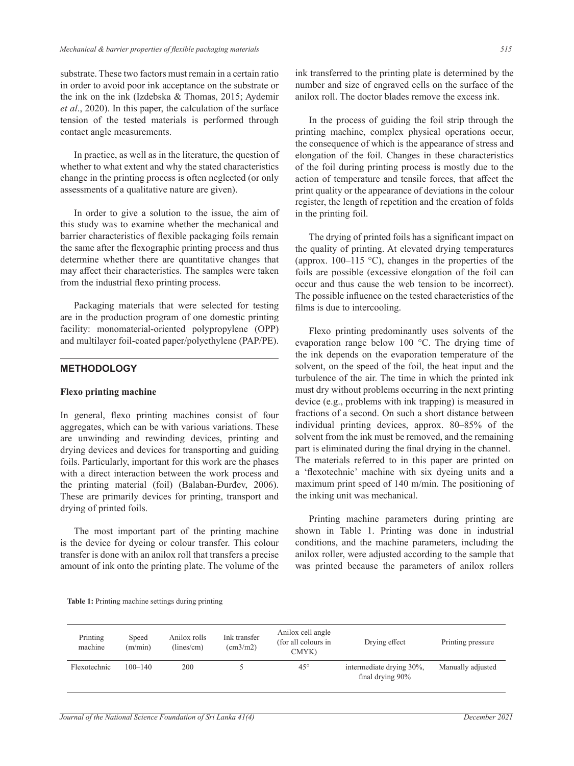substrate. These two factors must remain in a certain ratio in order to avoid poor ink acceptance on the substrate or the ink on the ink (Izdebska & Thomas, 2015; Aydemir *et al*., 2020). In this paper, the calculation of the surface tension of the tested materials is performed through contact angle measurements.

In practice, as well as in the literature, the question of whether to what extent and why the stated characteristics change in the printing process is often neglected (or only assessments of a qualitative nature are given).

In order to give a solution to the issue, the aim of this study was to examine whether the mechanical and barrier characteristics of flexible packaging foils remain the same after the flexographic printing process and thus determine whether there are quantitative changes that may affect their characteristics. The samples were taken from the industrial flexo printing process.

Packaging materials that were selected for testing are in the production program of one domestic printing facility: monomaterial-oriented polypropylene (OPP) and multilayer foil-coated paper/polyethylene (PAP/PE).

## METHODOLOGY

### Flexo printing machine

In general, flexo printing machines consist of four aggregates, which can be with various variations. These are unwinding and rewinding devices, printing and drying devices and devices for transporting and guiding foils. Particularly, important for this work are the phases with a direct interaction between the work process and the printing material (foil) (Balaban-Đurđev, 2006). These are primarily devices for printing, transport and drying of printed foils.

The most important part of the printing machine is the device for dyeing or colour transfer. This colour transfer is done with an anilox roll that transfers a precise amount of ink onto the printing plate. The volume of the ink transferred to the printing plate is determined by the number and size of engraved cells on the surface of the anilox roll. The doctor blades remove the excess ink.

In the process of guiding the foil strip through the printing machine, complex physical operations occur, the consequence of which is the appearance of stress and elongation of the foil. Changes in these characteristics of the foil during printing process is mostly due to the action of temperature and tensile forces, that affect the print quality or the appearance of deviations in the colour register, the length of repetition and the creation of folds in the printing foil.

The drying of printed foils has a significant impact on the quality of printing. At elevated drying temperatures (approx. 100–115 °C), changes in the properties of the foils are possible (excessive elongation of the foil can occur and thus cause the web tension to be incorrect). The possible influence on the tested characteristics of the films is due to intercooling.

Flexo printing predominantly uses solvents of the evaporation range below 100 °C. The drying time of the ink depends on the evaporation temperature of the solvent, on the speed of the foil, the heat input and the turbulence of the air. The time in which the printed ink must dry without problems occurring in the next printing device (e.g., problems with ink trapping) is measured in fractions of a second. On such a short distance between individual printing devices, approx. 80–85% of the solvent from the ink must be removed, and the remaining part is eliminated during the final drying in the channel. The materials referred to in this paper are printed on a 'flexotechnic' machine with six dyeing units and a maximum print speed of 140 m/min. The positioning of the inking unit was mechanical.

Printing machine parameters during printing are shown in Table 1. Printing was done in industrial conditions, and the machine parameters, including the anilox roller, were adjusted according to the sample that was printed because the parameters of anilox rollers

**Table 1:** Printing machine settings during printing

| Printing machine | Speed (m/min) | Anilox rolls (lines/cm) | Ink transfer (cm3/m2) | Anilox cell angle (for all colours in CMYK) | Drying effect | Printing pressure |
|---|---|---|---|---|---|---|
| Flexotechnic | 100–140 | 200 | 5 | 45° | intermediate drying 30%, final drying 90% | Manually adjusted |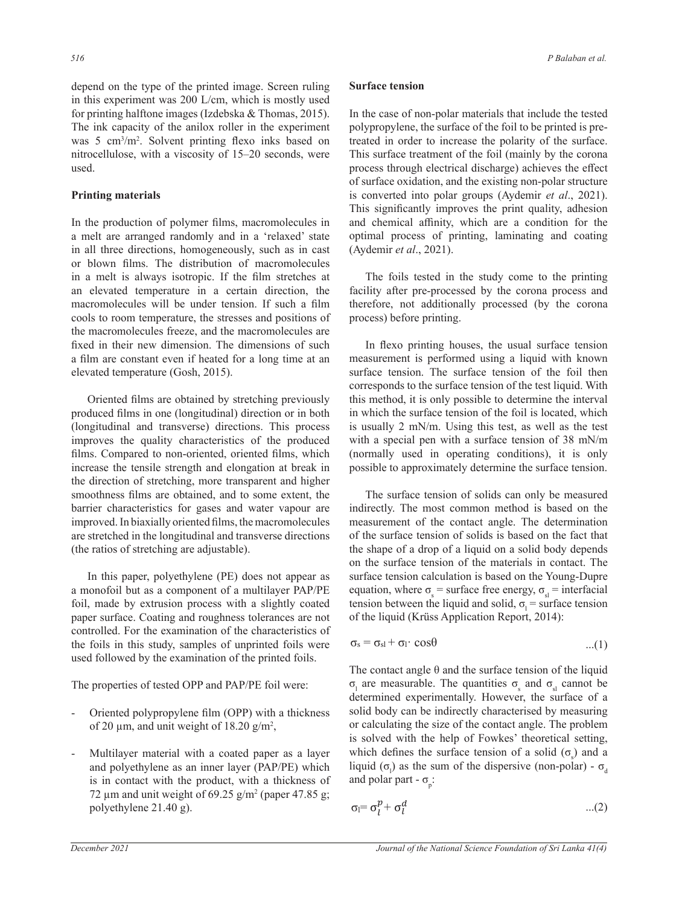depend on the type of the printed image. Screen ruling in this experiment was 200 L/cm, which is mostly used for printing halftone images (Izdebska & Thomas, 2015). The ink capacity of the anilox roller in the experiment was 5 $cm^3/m^2$. Solvent printing flexo inks based on nitrocellulose, with a viscosity of 15–20 seconds, were used.

## Printing materials

In the production of polymer films, macromolecules in a melt are arranged randomly and in a 'relaxed' state in all three directions, homogeneously, such as in cast or blown films. The distribution of macromolecules in a melt is always isotropic. If the film stretches at an elevated temperature in a certain direction, the macromolecules will be under tension. If such a film cools to room temperature, the stresses and positions of the macromolecules freeze, and the macromolecules are fixed in their new dimension. The dimensions of such a film are constant even if heated for a long time at an elevated temperature (Gosh, 2015).

Oriented films are obtained by stretching previously produced films in one (longitudinal) direction or in both (longitudinal and transverse) directions. This process improves the quality characteristics of the produced films. Compared to non-oriented, oriented films, which increase the tensile strength and elongation at break in the direction of stretching, more transparent and higher smoothness films are obtained, and to some extent, the barrier characteristics for gases and water vapour are improved. In biaxially oriented films, the macromolecules are stretched in the longitudinal and transverse directions (the ratios of stretching are adjustable).

In this paper, polyethylene (PE) does not appear as a monofoil but as a component of a multilayer PAP/PE foil, made by extrusion process with a slightly coated paper surface. Coating and roughness tolerances are not controlled. For the examination of the characteristics of the foils in this study, samples of unprinted foils were used followed by the examination of the printed foils.

The properties of tested OPP and PAP/PE foil were:

- Oriented polypropylene film (OPP) with a thickness of 20 µm, and unit weight of 18.20 $g/m^2$,
- Multilayer material with a coated paper as a layer and polyethylene as an inner layer (PAP/PE) which is in contact with the product, with a thickness of 72 µm and unit weight of 69.25 $g/m^2$ (paper 47.85 g; polyethylene 21.40 g).

## Surface tension

In the case of non-polar materials that include the tested polypropylene, the surface of the foil to be printed is pre-treated in order to increase the polarity of the surface. This surface treatment of the foil (mainly by the corona process through electrical discharge) achieves the effect of surface oxidation, and the existing non-polar structure is converted into polar groups (Aydemir *et al*., 2021). This significantly improves the print quality, adhesion and chemical affinity, which are a condition for the optimal process of printing, laminating and coating (Aydemir *et al*., 2021).

The foils tested in the study come to the printing facility after pre-processed by the corona process and therefore, not additionally processed (by the corona process) before printing.

In flexo printing houses, the usual surface tension measurement is performed using a liquid with known surface tension. The surface tension of the foil then corresponds to the surface tension of the test liquid. With this method, it is only possible to determine the interval in which the surface tension of the foil is located, which is usually 2 mN/m. Using this test, as well as the test with a special pen with a surface tension of 38 mN/m (normally used in operating conditions), it is only possible to approximately determine the surface tension.

The surface tension of solids can only be measured indirectly. The most common method is based on the measurement of the contact angle. The determination of the surface tension of solids is based on the fact that the shape of a drop of a liquid on a solid body depends on the surface tension of the materials in contact. The surface tension calculation is based on the Young-Dupre equation, where $\sigma_s$ = surface free energy, $\sigma_{sl}$ = interfacial tension between the liquid and solid, $\sigma_l$ = surface tension of the liquid (Krüss Application Report, 2014):

$$\sigma_s = \sigma_{sl} + \sigma_l \cdot \cos\theta \qquad ...(1)$$

The contact angle $\theta$ and the surface tension of the liquid $\sigma_l$ are measurable. The quantities $\sigma_s$ and $\sigma_{sl}$ cannot be determined experimentally. However, the surface of a solid body can be indirectly characterised by measuring or calculating the size of the contact angle. The problem is solved with the help of Fowkes' theoretical setting, which defines the surface tension of a solid ($\sigma_s$) and a liquid ($\sigma_l$) as the sum of the dispersive (non-polar) - $\sigma_d$ and polar part - $\sigma_p$:

$$\sigma_l = \sigma_l^p + \sigma_l^d \qquad ...(2)$$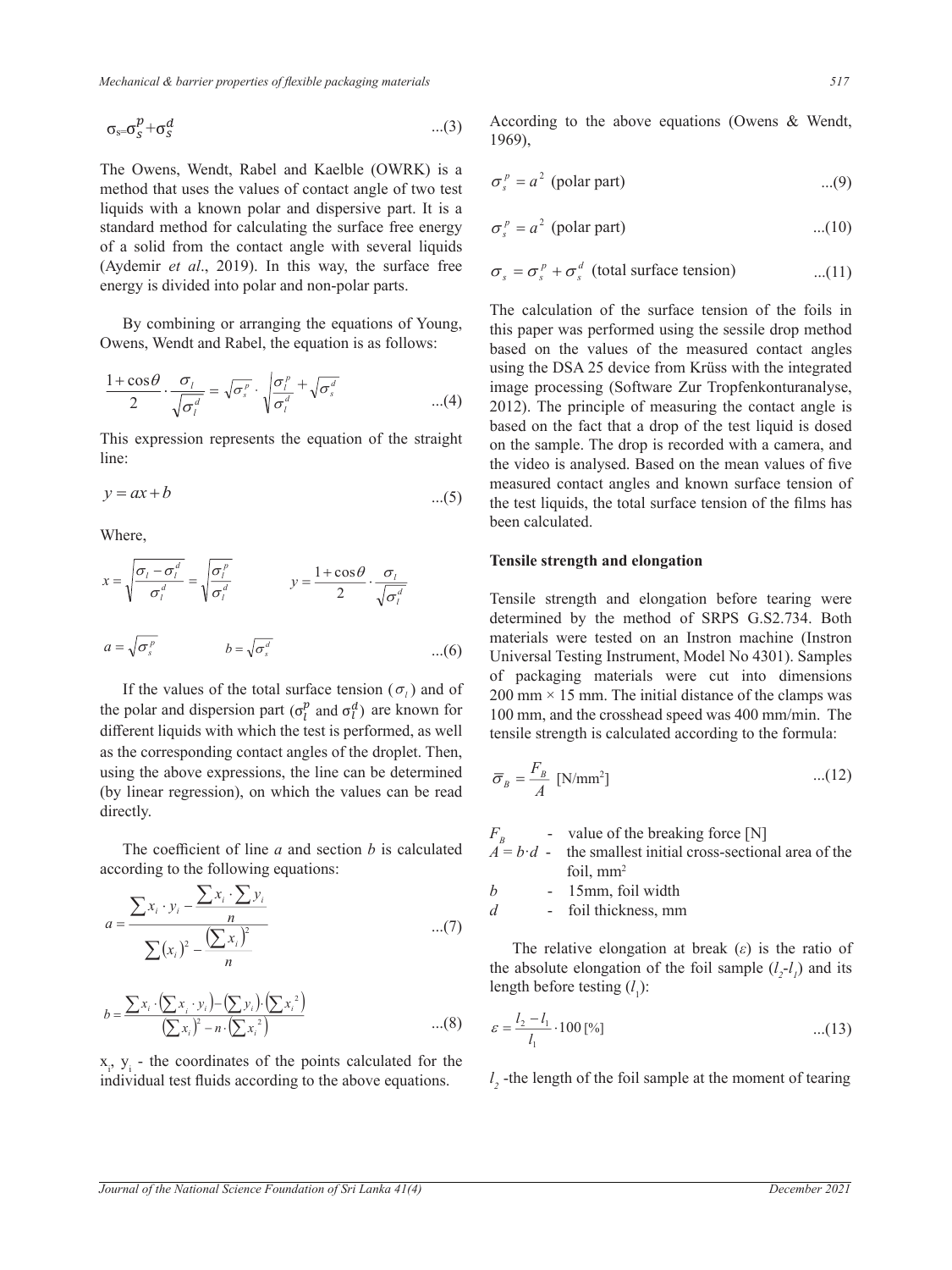$$\sigma_s = \sigma_s^p + \sigma_s^d \quad ...(3)$$

The Owens, Wendt, Rabel and Kaelble (OWRK) is a method that uses the values of contact angle of two test liquids with a known polar and dispersive part. It is a standard method for calculating the surface free energy of a solid from the contact angle with several liquids (Aydemir *et al*., 2019). In this way, the surface free energy is divided into polar and non-polar parts.

By combining or arranging the equations of Young, Owens, Wendt and Rabel, the equation is as follows:

$$\frac{1+\cos\theta}{2} \cdot \frac{\sigma_l}{\sqrt{\sigma_l^d}} = \sqrt{\sigma_s^p} \cdot \sqrt{\frac{\sigma_l^p}{\sigma_l^d}} + \sqrt{\sigma_s^d} \quad ...(4)$$

This expression represents the equation of the straight line:

$$y = ax + b \quad ...(5)$$

Where,

$$x = \sqrt{\frac{\sigma_l - \sigma_l^d}{\sigma_l^d}} = \sqrt{\frac{\sigma_l^p}{\sigma_l^d}} \qquad y = \frac{1+\cos\theta}{2} \cdot \frac{\sigma_l}{\sqrt{\sigma_l^d}}$$

$$a = \sqrt{\sigma_s^p} \qquad b = \sqrt{\sigma_s^d} \quad ...(6)$$

If the values of the total surface tension ($\sigma_l$) and of the polar and dispersion part ($\sigma_l^p$ and $\sigma_l^d$) are known for different liquids with which the test is performed, as well as the corresponding contact angles of the droplet. Then, using the above expressions, the line can be determined (by linear regression), on which the values can be read directly.

The coefficient of line *a* and section *b* is calculated according to the following equations:

$$a = \frac{\sum x_i \cdot y_i - \frac{\sum x_i \cdot \sum y_i}{n}}{\sum (x_i)^2 - \frac{\left(\sum x_i\right)^2}{n}} \quad ...(7)$$

$$b = \frac{\sum x_i \cdot \left(\sum x_i \cdot y_i\right) - \left(\sum y_i\right) \cdot \left(\sum x_i^2\right)}{\left(\sum x_i\right)^2 - n \cdot \left(\sum x_i^2\right)} \quad ...(8)$$

$x_i$, $y_i$ - the coordinates of the points calculated for the individual test fluids according to the above equations.

According to the above equations (Owens & Wendt, 1969),

$$\sigma_s^p = a^2 \text{ (polar part)} \quad ...(9)$$

$$\sigma_s^p = a^2 \text{ (polar part)} \quad ...(10)$$

$$\sigma_s = \sigma_s^p + \sigma_s^d \text{ (total surface tension)} \quad ...(11)$$

The calculation of the surface tension of the foils in this paper was performed using the sessile drop method based on the values of the measured contact angles using the DSA 25 device from Krüss with the integrated image processing (Software Zur Tropfenkonturanalyse, 2012). The principle of measuring the contact angle is based on the fact that a drop of the test liquid is dosed on the sample. The drop is recorded with a camera, and the video is analysed. Based on the mean values of five measured contact angles and known surface tension of the test liquids, the total surface tension of the films has been calculated.

**Tensile strength and elongation**

Tensile strength and elongation before tearing were determined by the method of SRPS G.S2.734. Both materials were tested on an Instron machine (Instron Universal Testing Instrument, Model No 4301). Samples of packaging materials were cut into dimensions 200 mm × 15 mm. The initial distance of the clamps was 100 mm, and the crosshead speed was 400 mm/min. The tensile strength is calculated according to the formula:

$$\bar{\sigma}_B = \frac{F_B}{A} \text{ [N/mm}^2\text{]} \quad ...(12)$$

$F_B$ - value of the breaking force [N]

$A = b \cdot d$ - the smallest initial cross-sectional area of the foil, mm²

$b$ - 15mm, foil width

$d$ - foil thickness, mm

The relative elongation at break ($\varepsilon$) is the ratio of the absolute elongation of the foil sample ($l_2$-$l_1$) and its length before testing ($l_1$):

$$\varepsilon = \frac{l_2 - l_1}{l_1} \cdot 100 \text{ [\%]} \quad ...(13)$$

$l_2$ -the length of the foil sample at the moment of tearing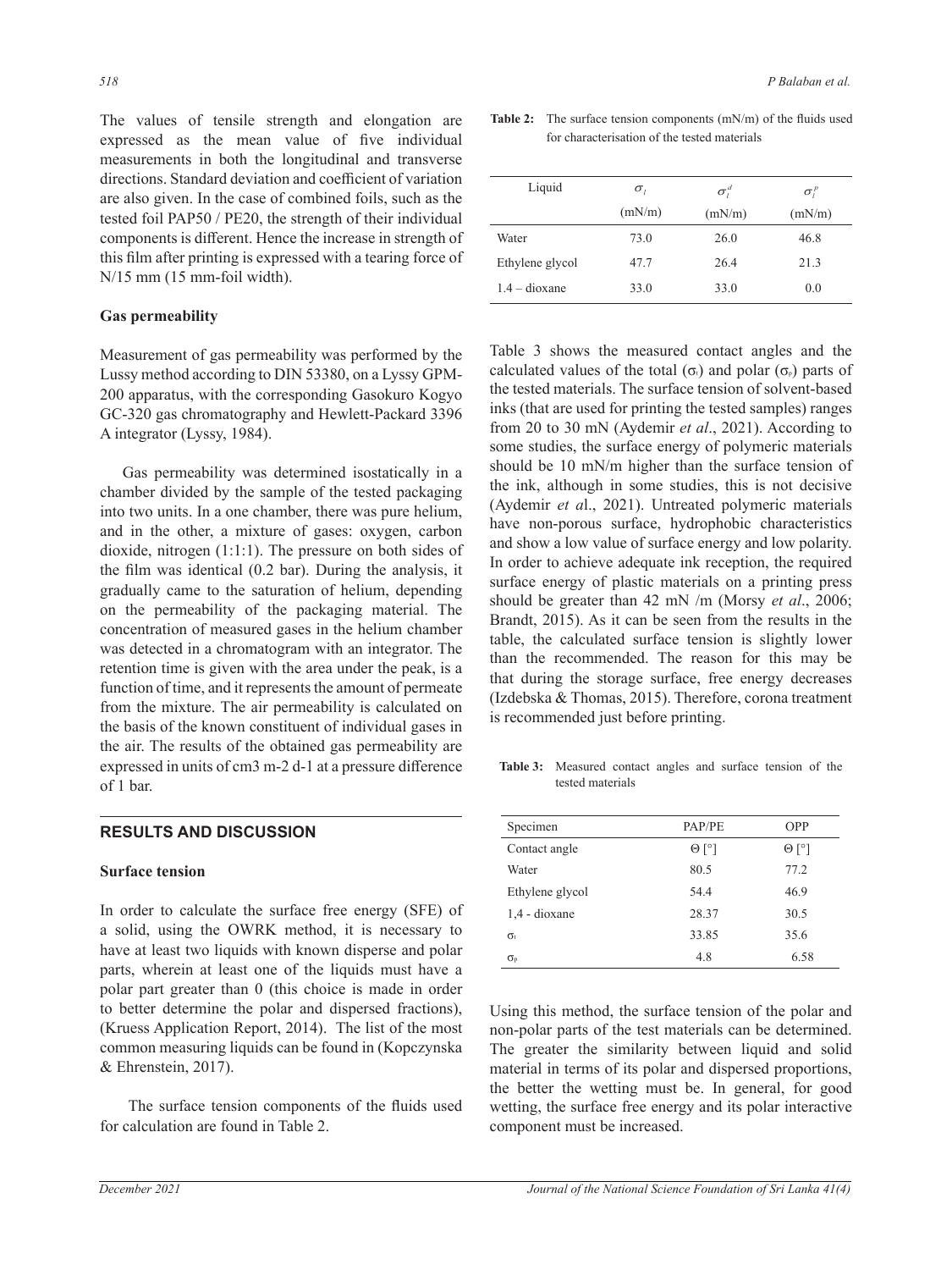The values of tensile strength and elongation are expressed as the mean value of five individual measurements in both the longitudinal and transverse directions. Standard deviation and coefficient of variation are also given. In the case of combined foils, such as the tested foil PAP50 / PE20, the strength of their individual components is different. Hence the increase in strength of this film after printing is expressed with a tearing force of N/15 mm (15 mm-foil width).

### Gas permeability

Measurement of gas permeability was performed by the Lussy method according to DIN 53380, on a Lyssy GPM-200 apparatus, with the corresponding Gasokuro Kogyo GC-320 gas chromatography and Hewlett-Packard 3396 A integrator (Lyssy, 1984).

Gas permeability was determined isostatically in a chamber divided by the sample of the tested packaging into two units. In a one chamber, there was pure helium, and in the other, a mixture of gases: oxygen, carbon dioxide, nitrogen (1:1:1). The pressure on both sides of the film was identical (0.2 bar). During the analysis, it gradually came to the saturation of helium, depending on the permeability of the packaging material. The concentration of measured gases in the helium chamber was detected in a chromatogram with an integrator. The retention time is given with the area under the peak, is a function of time, and it represents the amount of permeate from the mixture. The air permeability is calculated on the basis of the known constituent of individual gases in the air. The results of the obtained gas permeability are expressed in units of cm3 m-2 d-1 at a pressure difference of 1 bar.

## RESULTS AND DISCUSSION

### Surface tension

In order to calculate the surface free energy (SFE) of a solid, using the OWRK method, it is necessary to have at least two liquids with known disperse and polar parts, wherein at least one of the liquids must have a polar part greater than 0 (this choice is made in order to better determine the polar and dispersed fractions), (Kruess Application Report, 2014). The list of the most common measuring liquids can be found in (Kopczynska & Ehrenstein, 2017).

The surface tension components of the fluids used for calculation are found in Table 2.

**Table 2:** The surface tension components (mN/m) of the fluids used for characterisation of the tested materials

| Liquid | $\sigma_l$ (mN/m) | $\sigma_l^d$ (mN/m) | $\sigma_l^p$ (mN/m) |
|---|---|---|---|
| Water | 73.0 | 26.0 | 46.8 |
| Ethylene glycol | 47.7 | 26.4 | 21.3 |
| 1.4 – dioxane | 33.0 | 33.0 | 0.0 |

Table 3 shows the measured contact angles and the calculated values of the total ($\sigma_t$) and polar ($\sigma_p$) parts of the tested materials. The surface tension of solvent-based inks (that are used for printing the tested samples) ranges from 20 to 30 mN (Aydemir *et al*., 2021). According to some studies, the surface energy of polymeric materials should be 10 mN/m higher than the surface tension of the ink, although in some studies, this is not decisive (Aydemir *et a*l., 2021). Untreated polymeric materials have non-porous surface, hydrophobic characteristics and show a low value of surface energy and low polarity. In order to achieve adequate ink reception, the required surface energy of plastic materials on a printing press should be greater than 42 mN /m (Morsy *et al*., 2006; Brandt, 2015). As it can be seen from the results in the table, the calculated surface tension is slightly lower than the recommended. The reason for this may be that during the storage surface, free energy decreases (Izdebska & Thomas, 2015). Therefore, corona treatment is recommended just before printing.

**Table 3:** Measured contact angles and surface tension of the tested materials

| Specimen | PAP/PE | OPP |
|---|---|---|
| Contact angle | Θ [°] | Θ [°] |
| Water | 80.5 | 77.2 |
| Ethylene glycol | 54.4 | 46.9 |
| 1,4 - dioxane | 28.37 | 30.5 |
| $\sigma_t$ | 33.85 | 35.6 |
| $\sigma_p$ | 4.8 | 6.58 |

Using this method, the surface tension of the polar and non-polar parts of the test materials can be determined. The greater the similarity between liquid and solid material in terms of its polar and dispersed proportions, the better the wetting must be. In general, for good wetting, the surface free energy and its polar interactive component must be increased.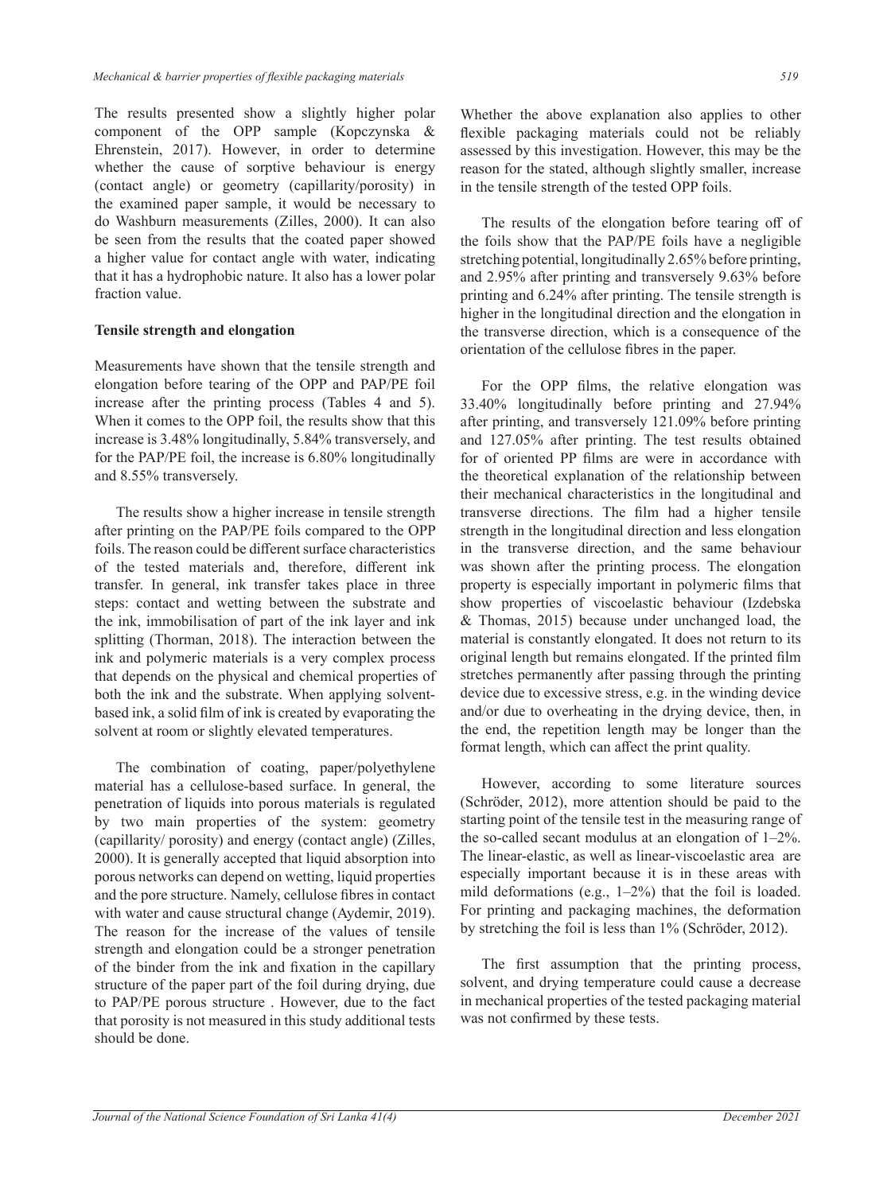The results presented show a slightly higher polar component of the OPP sample (Kopczynska & Ehrenstein, 2017). However, in order to determine whether the cause of sorptive behaviour is energy (contact angle) or geometry (capillarity/porosity) in the examined paper sample, it would be necessary to do Washburn measurements (Zilles, 2000). It can also be seen from the results that the coated paper showed a higher value for contact angle with water, indicating that it has a hydrophobic nature. It also has a lower polar fraction value.

**Tensile strength and elongation**

Measurements have shown that the tensile strength and elongation before tearing of the OPP and PAP/PE foil increase after the printing process (Tables 4 and 5). When it comes to the OPP foil, the results show that this increase is 3.48% longitudinally, 5.84% transversely, and for the PAP/PE foil, the increase is 6.80% longitudinally and 8.55% transversely.

The results show a higher increase in tensile strength after printing on the PAP/PE foils compared to the OPP foils. The reason could be different surface characteristics of the tested materials and, therefore, different ink transfer. In general, ink transfer takes place in three steps: contact and wetting between the substrate and the ink, immobilisation of part of the ink layer and ink splitting (Thorman, 2018). The interaction between the ink and polymeric materials is a very complex process that depends on the physical and chemical properties of both the ink and the substrate. When applying solvent-based ink, a solid film of ink is created by evaporating the solvent at room or slightly elevated temperatures.

The combination of coating, paper/polyethylene material has a cellulose-based surface. In general, the penetration of liquids into porous materials is regulated by two main properties of the system: geometry (capillarity/ porosity) and energy (contact angle) (Zilles, 2000). It is generally accepted that liquid absorption into porous networks can depend on wetting, liquid properties and the pore structure. Namely, cellulose fibres in contact with water and cause structural change (Aydemir, 2019). The reason for the increase of the values of tensile strength and elongation could be a stronger penetration of the binder from the ink and fixation in the capillary structure of the paper part of the foil during drying, due to PAP/PE porous structure . However, due to the fact that porosity is not measured in this study additional tests should be done.

Whether the above explanation also applies to other flexible packaging materials could not be reliably assessed by this investigation. However, this may be the reason for the stated, although slightly smaller, increase in the tensile strength of the tested OPP foils.

The results of the elongation before tearing off of the foils show that the PAP/PE foils have a negligible stretching potential, longitudinally 2.65% before printing, and 2.95% after printing and transversely 9.63% before printing and 6.24% after printing. The tensile strength is higher in the longitudinal direction and the elongation in the transverse direction, which is a consequence of the orientation of the cellulose fibres in the paper.

For the OPP films, the relative elongation was 33.40% longitudinally before printing and 27.94% after printing, and transversely 121.09% before printing and 127.05% after printing. The test results obtained for of oriented PP films are were in accordance with the theoretical explanation of the relationship between their mechanical characteristics in the longitudinal and transverse directions. The film had a higher tensile strength in the longitudinal direction and less elongation in the transverse direction, and the same behaviour was shown after the printing process. The elongation property is especially important in polymeric films that show properties of viscoelastic behaviour (Izdebska & Thomas, 2015) because under unchanged load, the material is constantly elongated. It does not return to its original length but remains elongated. If the printed film stretches permanently after passing through the printing device due to excessive stress, e.g. in the winding device and/or due to overheating in the drying device, then, in the end, the repetition length may be longer than the format length, which can affect the print quality.

However, according to some literature sources (Schröder, 2012), more attention should be paid to the starting point of the tensile test in the measuring range of the so-called secant modulus at an elongation of 1–2%. The linear-elastic, as well as linear-viscoelastic area are especially important because it is in these areas with mild deformations (e.g., 1–2%) that the foil is loaded. For printing and packaging machines, the deformation by stretching the foil is less than 1% (Schröder, 2012).

The first assumption that the printing process, solvent, and drying temperature could cause a decrease in mechanical properties of the tested packaging material was not confirmed by these tests.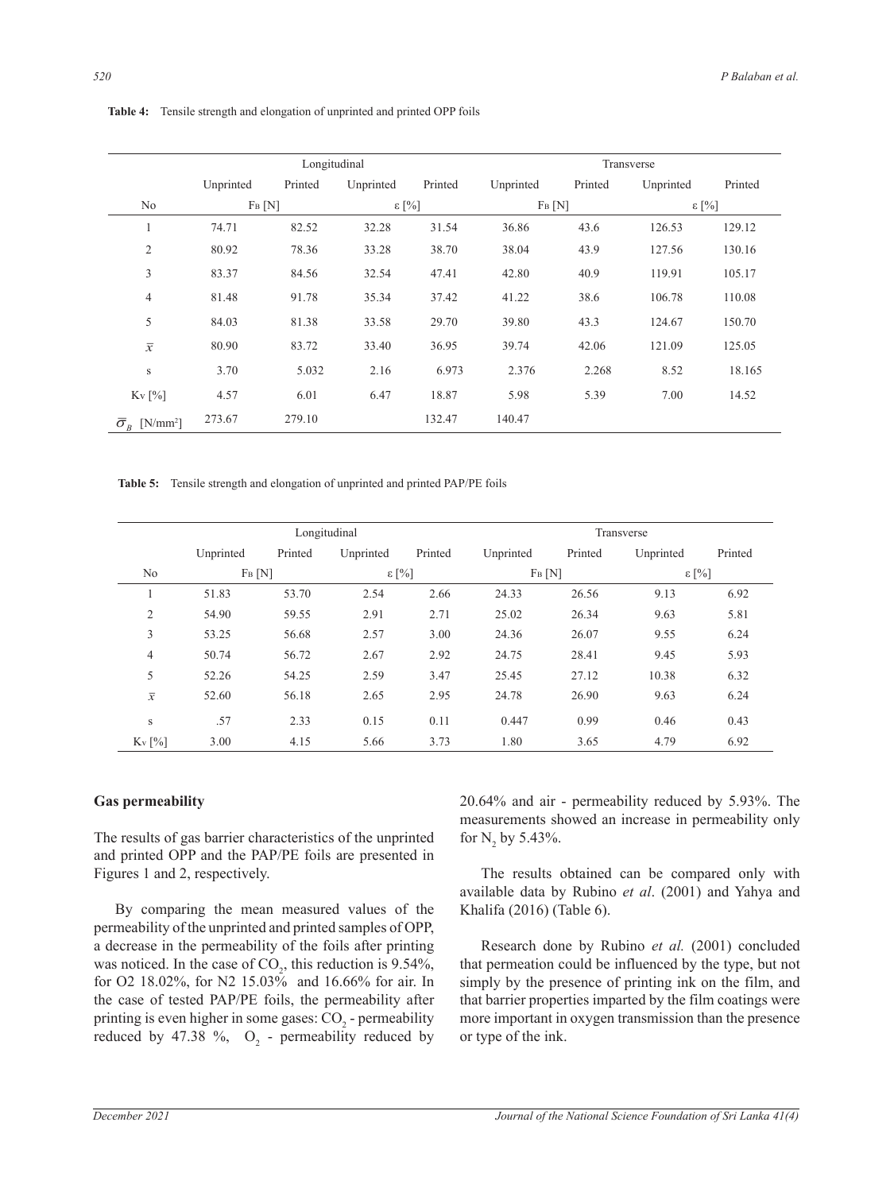**Table 4:** Tensile strength and elongation of unprinted and printed OPP foils

| | Longitudinal | | | | Transverse | | | |
|---|---|---|---|---|---|---|---|---|
| | Unprinted | Printed | Unprinted | Printed | Unprinted | Printed | Unprinted | Printed |
| No | $F_B$ [N] | | ε [%] | | $F_B$ [N] | | ε [%] | |
| 1 | 74.71 | 82.52 | 32.28 | 31.54 | 36.86 | 43.6 | 126.53 | 129.12 |
| 2 | 80.92 | 78.36 | 33.28 | 38.70 | 38.04 | 43.9 | 127.56 | 130.16 |
| 3 | 83.37 | 84.56 | 32.54 | 47.41 | 42.80 | 40.9 | 119.91 | 105.17 |
| 4 | 81.48 | 91.78 | 35.34 | 37.42 | 41.22 | 38.6 | 106.78 | 110.08 |
| 5 | 84.03 | 81.38 | 33.58 | 29.70 | 39.80 | 43.3 | 124.67 | 150.70 |
| $\bar{x}$ | 80.90 | 83.72 | 33.40 | 36.95 | 39.74 | 42.06 | 121.09 | 125.05 |
| s | 3.70 | 5.032 | 2.16 | 6.973 | 2.376 | 2.268 | 8.52 | 18.165 |
| $K_V$ [%] | 4.57 | 6.01 | 6.47 | 18.87 | 5.98 | 5.39 | 7.00 | 14.52 |
| $\bar{\sigma}_B$ [N/mm$^2$] | 273.67 | 279.10 | | 132.47 | 140.47 | | | |

**Table 5:** Tensile strength and elongation of unprinted and printed PAP/PE foils

| | Longitudinal | | | | Transverse | | | |
|---|---|---|---|---|---|---|---|---|
| | Unprinted | Printed | Unprinted | Printed | Unprinted | Printed | Unprinted | Printed |
| No | $F_B$ [N] | | ε [%] | | $F_B$ [N] | | ε [%] | |
| 1 | 51.83 | 53.70 | 2.54 | 2.66 | 24.33 | 26.56 | 9.13 | 6.92 |
| 2 | 54.90 | 59.55 | 2.91 | 2.71 | 25.02 | 26.34 | 9.63 | 5.81 |
| 3 | 53.25 | 56.68 | 2.57 | 3.00 | 24.36 | 26.07 | 9.55 | 6.24 |
| 4 | 50.74 | 56.72 | 2.67 | 2.92 | 24.75 | 28.41 | 9.45 | 5.93 |
| 5 | 52.26 | 54.25 | 2.59 | 3.47 | 25.45 | 27.12 | 10.38 | 6.32 |
| $\bar{x}$ | 52.60 | 56.18 | 2.65 | 2.95 | 24.78 | 26.90 | 9.63 | 6.24 |
| s | .57 | 2.33 | 0.15 | 0.11 | 0.447 | 0.99 | 0.46 | 0.43 |
| $K_V$ [%] | 3.00 | 4.15 | 5.66 | 3.73 | 1.80 | 3.65 | 4.79 | 6.92 |

## Gas permeability

The results of gas barrier characteristics of the unprinted and printed OPP and the PAP/PE foils are presented in Figures 1 and 2, respectively.

By comparing the mean measured values of the permeability of the unprinted and printed samples of OPP, a decrease in the permeability of the foils after printing was noticed. In the case of $CO_2$, this reduction is 9.54%, for O2 18.02%, for N2 15.03% and 16.66% for air. In the case of tested PAP/PE foils, the permeability after printing is even higher in some gases: $CO_2$ - permeability reduced by 47.38 %, $O_2$ - permeability reduced by 20.64% and air - permeability reduced by 5.93%. The measurements showed an increase in permeability only for $N_2$ by 5.43%.

The results obtained can be compared only with available data by Rubino *et al*. (2001) and Yahya and Khalifa (2016) (Table 6).

Research done by Rubino *et al.* (2001) concluded that permeation could be influenced by the type, but not simply by the presence of printing ink on the film, and that barrier properties imparted by the film coatings were more important in oxygen transmission than the presence or type of the ink.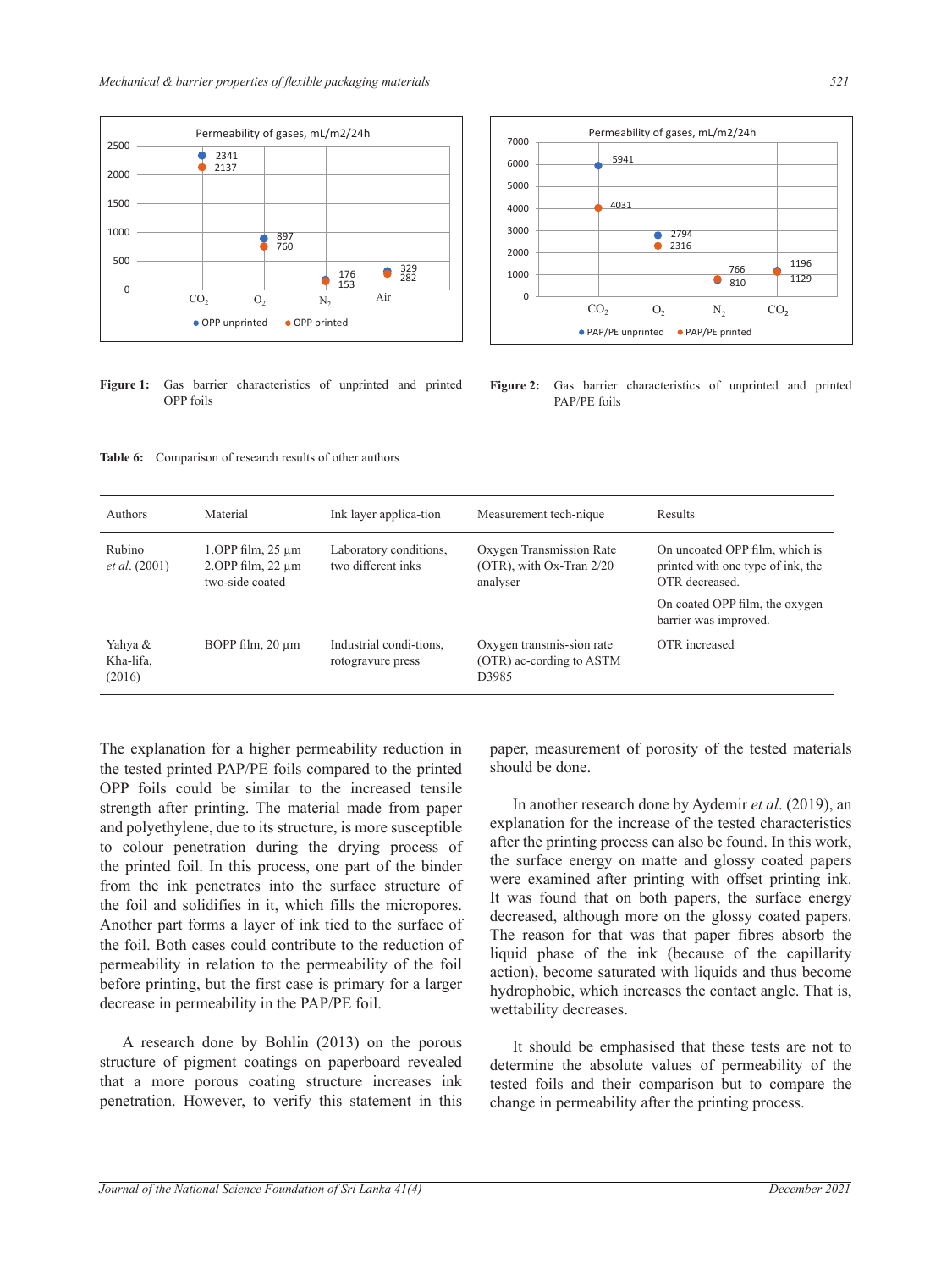Figure 1: Gas barrier characteristics of unprinted and printed OPP foils

Figure 2: Gas barrier characteristics of unprinted and printed PAP/PE foils

Table 6: Comparison of research results of other authors

| Authors | Material | Ink layer applica-tion | Measurement tech-nique | Results |
|---|---|---|---|---|
| Rubino *et al*. (2001) | 1.OPP film, 25 µm<br>2.OPP film, 22 µm two-side coated | Laboratory conditions, two different inks | Oxygen Transmission Rate (OTR), with Ox-Tran 2/20 analyser | On uncoated OPP film, which is printed with one type of ink, the OTR decreased.<br>On coated OPP film, the oxygen barrier was improved. |
| Yahya & Kha-lifa, (2016) | BOPP film, 20 µm | Industrial condi-tions, rotogravure press | Oxygen transmis-sion rate (OTR) ac-cording to ASTM D3985 | OTR increased |

The explanation for a higher permeability reduction in the tested printed PAP/PE foils compared to the printed OPP foils could be similar to the increased tensile strength after printing. The material made from paper and polyethylene, due to its structure, is more susceptible to colour penetration during the drying process of the printed foil. In this process, one part of the binder from the ink penetrates into the surface structure of the foil and solidifies in it, which fills the micropores. Another part forms a layer of ink tied to the surface of the foil. Both cases could contribute to the reduction of permeability in relation to the permeability of the foil before printing, but the first case is primary for a larger decrease in permeability in the PAP/PE foil.

A research done by Bohlin (2013) on the porous structure of pigment coatings on paperboard revealed that a more porous coating structure increases ink penetration. However, to verify this statement in this paper, measurement of porosity of the tested materials should be done.

In another research done by Aydemir *et al*. (2019), an explanation for the increase of the tested characteristics after the printing process can also be found. In this work, the surface energy on matte and glossy coated papers were examined after printing with offset printing ink. It was found that on both papers, the surface energy decreased, although more on the glossy coated papers. The reason for that was that paper fibres absorb the liquid phase of the ink (because of the capillary action), become saturated with liquids and thus become hydrophobic, which increases the contact angle. That is, wettability decreases.

It should be emphasised that these tests are not to determine the absolute values of permeability of the tested foils and their comparison but to compare the change in permeability after the printing process.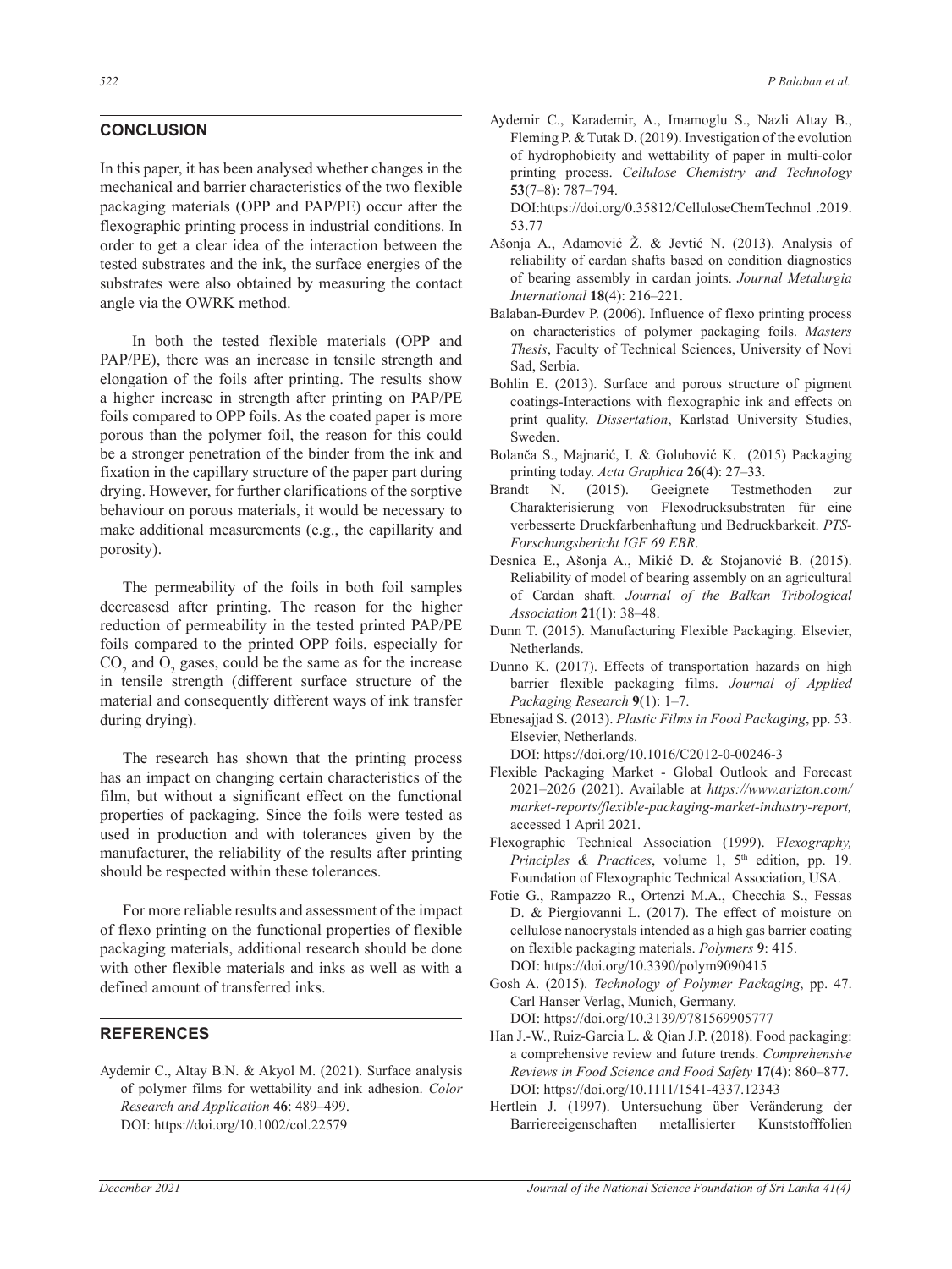## CONCLUSION

In this paper, it has been analysed whether changes in the mechanical and barrier characteristics of the two flexible packaging materials (OPP and PAP/PE) occur after the flexographic printing process in industrial conditions. In order to get a clear idea of the interaction between the tested substrates and the ink, the surface energies of the substrates were also obtained by measuring the contact angle via the OWRK method.

In both the tested flexible materials (OPP and PAP/PE), there was an increase in tensile strength and elongation of the foils after printing. The results show a higher increase in strength after printing on PAP/PE foils compared to OPP foils. As the coated paper is more porous than the polymer foil, the reason for this could be a stronger penetration of the binder from the ink and fixation in the capillary structure of the paper part during drying. However, for further clarifications of the sorptive behaviour on porous materials, it would be necessary to make additional measurements (e.g., the capillarity and porosity).

The permeability of the foils in both foil samples decreasesd after printing. The reason for the higher reduction of permeability in the tested printed PAP/PE foils compared to the printed OPP foils, especially for $CO_2$ and $O_2$ gases, could be the same as for the increase in tensile strength (different surface structure of the material and consequently different ways of ink transfer during drying).

The research has shown that the printing process has an impact on changing certain characteristics of the film, but without a significant effect on the functional properties of packaging. Since the foils were tested as used in production and with tolerances given by the manufacturer, the reliability of the results after printing should be respected within these tolerances.

For more reliable results and assessment of the impact of flexo printing on the functional properties of flexible packaging materials, additional research should be done with other flexible materials and inks as well as with a defined amount of transferred inks.

## REFERENCES

Aydemir C., Altay B.N. & Akyol M. (2021). Surface analysis of polymer films for wettability and ink adhesion. *Color Research and Application* **46**: 489–499. DOI: https://doi.org/10.1002/col.22579

Aydemir C., Karademir, A., Imamoglu S., Nazli Altay B., Fleming P. & Tutak D. (2019). Investigation of the evolution of hydrophobicity and wettability of paper in multi-color printing process. *Cellulose Chemistry and Technology* **53**(7–8): 787–794. DOI:https://doi.org/0.35812/CelluloseChemTechnol .2019. 53.77

Ašonja A., Adamović Ž. & Jevtić N. (2013). Analysis of reliability of cardan shafts based on condition diagnostics of bearing assembly in cardan joints. *Journal Metalurgia International* **18**(4): 216–221.

Balaban-Đurđev P. (2006). Influence of flexo printing process on characteristics of polymer packaging foils. *Masters Thesis*, Faculty of Technical Sciences, University of Novi Sad, Serbia.

Bohlin E. (2013). Surface and porous structure of pigment coatings-Interactions with flexographic ink and effects on print quality. *Dissertation*, Karlstad University Studies, Sweden.

Bolanča S., Majnarić, I. & Golubović K. (2015) Packaging printing today. *Acta Graphica* **26**(4): 27–33.

Brandt N. (2015). Geeignete Testmethoden zur Charakterisierung von Flexodrucksubstraten für eine verbesserte Druckfarbenhaftung und Bedruckbarkeit. *PTS-Forschungsbericht IGF 69 EBR*.

Desnica E., Ašonja A., Mikić D. & Stojanović B. (2015). Reliability of model of bearing assembly on an agricultural of Cardan shaft. *Journal of the Balkan Tribological Association* **21**(1): 38–48.

Dunn T. (2015). Manufacturing Flexible Packaging. Elsevier, Netherlands.

Dunno K. (2017). Effects of transportation hazards on high barrier flexible packaging films. *Journal of Applied Packaging Research* **9**(1): 1–7.

Ebnesajjad S. (2013). *Plastic Films in Food Packaging*, pp. 53. Elsevier, Netherlands. DOI: https://doi.org/10.1016/C2012-0-00246-3

Flexible Packaging Market - Global Outlook and Forecast 2021–2026 (2021). Available at *https://www.arizton.com/market-reports/flexible-packaging-market-industry-report,* accessed 1 April 2021.

Flexographic Technical Association (1999). F*lexography, Principles & Practices*, volume 1, 5th edition, pp. 19. Foundation of Flexographic Technical Association, USA.

Fotie G., Rampazzo R., Ortenzi M.A., Checchia S., Fessas D. & Piergiovanni L. (2017). The effect of moisture on cellulose nanocrystals intended as a high gas barrier coating on flexible packaging materials. *Polymers* **9**: 415. DOI: https://doi.org/10.3390/polym9090415

Gosh A. (2015). *Technology of Polymer Packaging*, pp. 47. Carl Hanser Verlag, Munich, Germany. DOI: https://doi.org/10.3139/9781569905777

Han J.-W., Ruiz-Garcia L. & Qian J.P. (2018). Food packaging: a comprehensive review and future trends. *Comprehensive Reviews in Food Science and Food Safety* **17**(4): 860–877. DOI: https://doi.org/10.1111/1541-4337.12343

Hertlein J. (1997). Untersuchung über Veränderung der Barriereeigenschaften metallisierter Kunststofffolien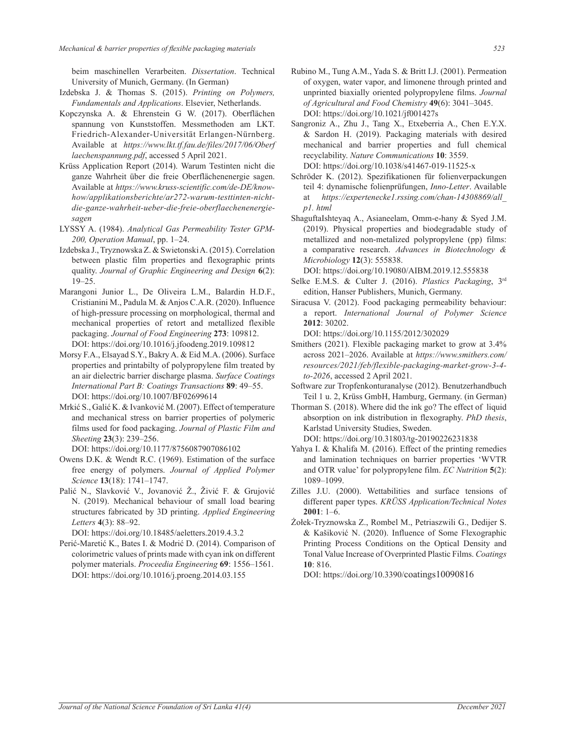beim maschinellen Verarbeiten. *Dissertation*. Technical University of Munich, Germany. (In German)

Izdebska J. & Thomas S. (2015). *Printing on Polymers, Fundamentals and Applications*. Elsevier, Netherlands.

Kopczynska A. & Ehrenstein G W. (2017). Oberflächen spannung von Kunststoffen. Messmethoden am LKT. Friedrich-Alexander-Universität Erlangen-Nürnberg. Available at *https://www.lkt.tf.fau.de/files/2017/06/Oberflaechenspannung.pdf*, accessed 5 April 2021.

Krüss Application Report (2014). Warum Testinten nicht die ganze Wahrheit über die freie Oberflächenenergie sagen. Available at *https://www.kruss-scientific.com/de-DE/know-how/applikationsberichte/ar272-warum-testtinten-nicht-die-ganze-wahrheit-ueber-die-freie-oberflaechenenergie-sagen*

LYSSY A. (1984). *Analytical Gas Permeability Tester GPM-200, Operation Manual*, pp. 1–24.

Izdebska J., Tryznowska Z. & Swietonski A. (2015). Correlation between plastic film properties and flexographic prints quality. *Journal of Graphic Engineering and Design* **6**(2): 19–25.

Marangoni Junior L., De Oliveira L.M., Balardin H.D.F., Cristianini M., Padula M. & Anjos C.A.R. (2020). Influence of high-pressure processing on morphological, thermal and mechanical properties of retort and metallized flexible packaging. *Journal of Food Engineering* **273**: 109812. DOI: https://doi.org/10.1016/j.jfoodeng.2019.109812

Morsy F.A., Elsayad S.Y., Bakry A. & Eid M.A. (2006). Surface properties and printabilty of polypropylene film treated by an air dielectric barrier discharge plasma. *Surface Coatings International Part B: Coatings Transactions* **89**: 49–55. DOI: https://doi.org/10.1007/BF02699614

Mrkić S., Galić K. & Ivanković M. (2007). Effect of temperature and mechanical stress on barrier properties of polymeric films used for food packaging. *Journal of Plastic Film and Sheeting* **23**(3): 239–256. DOI: https://doi.org/10.1177/8756087907086102

Owens D.K. & Wendt R.C. (1969). Estimation of the surface free energy of polymers. *Journal of Applied Polymer Science* **13**(18): 1741–1747.

Palić N., Slavković V., Jovanović Ž., Živić F. & Grujović N. (2019). Mechanical behaviour of small load bearing structures fabricated by 3D printing. *Applied Engineering Letters* **4**(3): 88–92. DOI: https://doi.org/10.18485/aeletters.2019.4.3.2

Perić-Maretić K., Bates I. & Modrić D. (2014). Comparison of colorimetric values of prints made with cyan ink on different polymer materials. *Proceedia Engineering* **69**: 1556–1561. DOI: https://doi.org/10.1016/j.proeng.2014.03.155

Rubino M., Tung A.M., Yada S. & Britt I.J. (2001). Permeation of oxygen, water vapor, and limonene through printed and unprinted biaxially oriented polypropylene films. *Journal of Agricultural and Food Chemistry* **49**(6): 3041–3045. DOI: https://doi.org/10.1021/jf001427s

Sangroniz A., Zhu J., Tang X., Etxeberria A., Chen E.Y.X. & Sardon H. (2019). Packaging materials with desired mechanical and barrier properties and full chemical recyclability. *Nature Communications* **10**: 3559. DOI: https://doi.org/10.1038/s41467-019-11525-x

Schröder K. (2012). Spezifikationen für folienverpackungen teil 4: dynamische folienprüfungen, *Inno-Letter*. Available at *https://expertenecke1.rssing.com/chan-14308869/all_p1. html*

ShaguftaIshteyaq A., Asianeelam, Omm-e-hany & Syed J.M. (2019). Physical properties and biodegradable study of metallized and non-metalized polypropylene (pp) films: a comparative research. *Advances in Biotechnology & Microbiology* **12**(3): 555838. DOI: https://doi.org/10.19080/AIBM.2019.12.555838

Selke E.M.S. & Culter J. (2016). *Plastics Packaging*, 3rd edition, Hanser Publishers, Munich, Germany.

Siracusa V. (2012). Food packaging permeability behaviour: a report. *International Journal of Polymer Science* **2012**: 30202. DOI: https://doi.org/10.1155/2012/302029

Smithers (2021). Flexible packaging market to grow at 3.4% across 2021–2026. Available at *https://www.smithers.com/resources/2021/feb/flexible-packaging-market-grow-3-4-to-2026*, accessed 2 April 2021.

Software zur Tropfenkonturanalyse (2012). Benutzerhandbuch Teil 1 u. 2, Krüss GmbH, Hamburg, Germany. (in German)

Thorman S. (2018). Where did the ink go? The effect of liquid absorption on ink distribution in flexography. *PhD thesis*, Karlstad University Studies, Sweden. DOI: https://doi.org/10.31803/tg-20190226231838

Yahya I. & Khalifa M. (2016). Effect of the printing remedies and lamination techniques on barrier properties 'WVTR and OTR value' for polypropylene film. *EC Nutrition* **5**(2): 1089–1099.

Zilles J.U. (2000). Wettabilities and surface tensions of different paper types. *KRÜSS Application/Technical Notes* **2001**: 1–6.

Żołek-Tryznowska Z., Rombel M., Petriaszwili G., Dedijer S. & Kašiković N. (2020). Influence of Some Flexographic Printing Process Conditions on the Optical Density and Tonal Value Increase of Overprinted Plastic Films. *Coatings* **10**: 816. DOI: https://doi.org/10.3390/coatings10090816